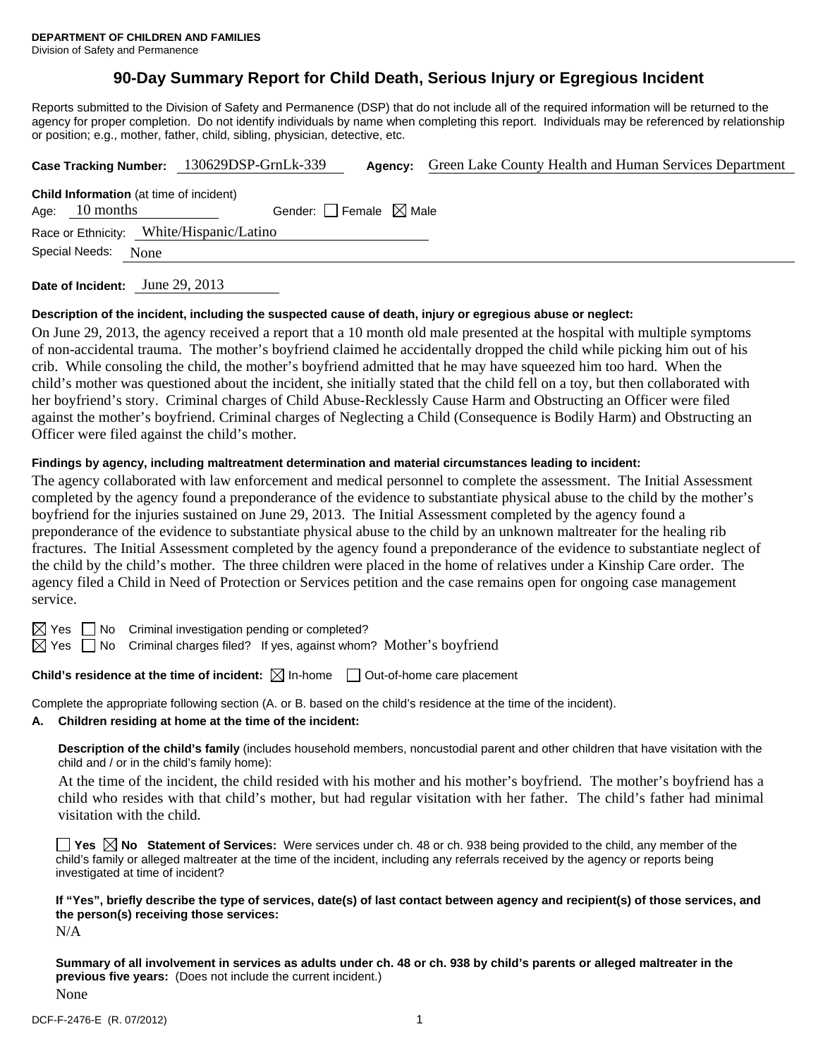**DEPARTMENT OF CHILDREN AND FAMILIES**
Division of Safety and Permanence

# 90-Day Summary Report for Child Death, Serious Injury or Egregious Incident

Reports submitted to the Division of Safety and Permanence (DSP) that do not include all of the required information will be returned to the agency for proper completion. Do not identify individuals by name when completing this report. Individuals may be referenced by relationship or position; e.g., mother, father, child, sibling, physician, detective, etc.

**Case Tracking Number:** 130629DSP-GrnLk-339 **Agency:** Green Lake County Health and Human Services Department

**Child Information** (at time of incident)
Age: 10 months Gender: ☐ Female ☒ Male
Race or Ethnicity: White/Hispanic/Latino
Special Needs: None

**Date of Incident:** June 29, 2013

**Description of the incident, including the suspected cause of death, injury or egregious abuse or neglect:**

On June 29, 2013, the agency received a report that a 10 month old male presented at the hospital with multiple symptoms of non-accidental trauma. The mother's boyfriend claimed he accidentally dropped the child while picking him out of his crib. While consoling the child, the mother's boyfriend admitted that he may have squeezed him too hard. When the child's mother was questioned about the incident, she initially stated that the child fell on a toy, but then collaborated with her boyfriend's story. Criminal charges of Child Abuse-Recklessly Cause Harm and Obstructing an Officer were filed against the mother's boyfriend. Criminal charges of Neglecting a Child (Consequence is Bodily Harm) and Obstructing an Officer were filed against the child's mother.

**Findings by agency, including maltreatment determination and material circumstances leading to incident:**

The agency collaborated with law enforcement and medical personnel to complete the assessment. The Initial Assessment completed by the agency found a preponderance of the evidence to substantiate physical abuse to the child by the mother's boyfriend for the injuries sustained on June 29, 2013. The Initial Assessment completed by the agency found a preponderance of the evidence to substantiate physical abuse to the child by an unknown maltreater for the healing rib fractures. The Initial Assessment completed by the agency found a preponderance of the evidence to substantiate neglect of the child by the child's mother. The three children were placed in the home of relatives under a Kinship Care order. The agency filed a Child in Need of Protection or Services petition and the case remains open for ongoing case management service.

☒ Yes ☐ No Criminal investigation pending or completed?
☒ Yes ☐ No Criminal charges filed? If yes, against whom? Mother's boyfriend

**Child's residence at the time of incident:** ☒ In-home ☐ Out-of-home care placement

Complete the appropriate following section (A. or B. based on the child's residence at the time of the incident).

**A. Children residing at home at the time of the incident:**

**Description of the child's family** (includes household members, noncustodial parent and other children that have visitation with the child and / or in the child's family home):

At the time of the incident, the child resided with his mother and his mother's boyfriend. The mother's boyfriend has a child who resides with that child's mother, but had regular visitation with her father. The child's father had minimal visitation with the child.

☐ **Yes** ☒ **No** **Statement of Services:** Were services under ch. 48 or ch. 938 being provided to the child, any member of the child's family or alleged maltreater at the time of the incident, including any referrals received by the agency or reports being investigated at time of incident?

**If "Yes", briefly describe the type of services, date(s) of last contact between agency and recipient(s) of those services, and the person(s) receiving those services:**

N/A

**Summary of all involvement in services as adults under ch. 48 or ch. 938 by child's parents or alleged maltreater in the previous five years:** (Does not include the current incident.)

None

DCF-F-2476-E (R. 07/2012)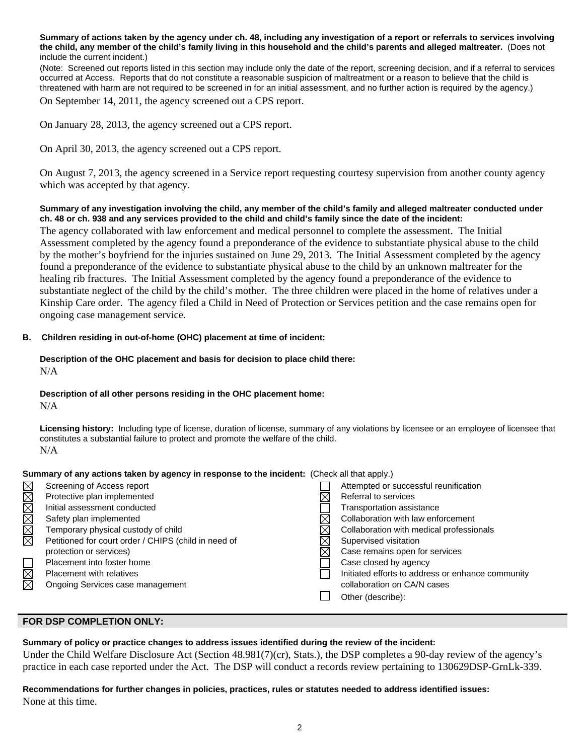**Summary of actions taken by the agency under ch. 48, including any investigation of a report or referrals to services involving the child, any member of the child's family living in this household and the child's parents and alleged maltreater.** (Does not include the current incident.)

(Note: Screened out reports listed in this section may include only the date of the report, screening decision, and if a referral to services occurred at Access. Reports that do not constitute a reasonable suspicion of maltreatment or a reason to believe that the child is threatened with harm are not required to be screened in for an initial assessment, and no further action is required by the agency.)

On September 14, 2011, the agency screened out a CPS report.

On January 28, 2013, the agency screened out a CPS report.

On April 30, 2013, the agency screened out a CPS report.

On August 7, 2013, the agency screened in a Service report requesting courtesy supervision from another county agency which was accepted by that agency.

**Summary of any investigation involving the child, any member of the child's family and alleged maltreater conducted under ch. 48 or ch. 938 and any services provided to the child and child's family since the date of the incident:**

The agency collaborated with law enforcement and medical personnel to complete the assessment. The Initial Assessment completed by the agency found a preponderance of the evidence to substantiate physical abuse to the child by the mother's boyfriend for the injuries sustained on June 29, 2013. The Initial Assessment completed by the agency found a preponderance of the evidence to substantiate physical abuse to the child by an unknown maltreater for the healing rib fractures. The Initial Assessment completed by the agency found a preponderance of the evidence to substantiate neglect of the child by the child's mother. The three children were placed in the home of relatives under a Kinship Care order. The agency filed a Child in Need of Protection or Services petition and the case remains open for ongoing case management service.

**B. Children residing in out-of-home (OHC) placement at time of incident:**

**Description of the OHC placement and basis for decision to place child there:**
N/A

**Description of all other persons residing in the OHC placement home:**
N/A

**Licensing history:** Including type of license, duration of license, summary of any violations by licensee or an employee of licensee that constitutes a substantial failure to protect and promote the welfare of the child.
N/A

**Summary of any actions taken by agency in response to the incident:** (Check all that apply.)

- ☒ Screening of Access report
- ☒ Protective plan implemented
- ☒ Initial assessment conducted
- ☒ Safety plan implemented
- ☒ Temporary physical custody of child
- ☒ Petitioned for court order / CHIPS (child in need of protection or services)
- ☐ Placement into foster home
- ☒ Placement with relatives
- ☒ Ongoing Services case management
- ☐ Attempted or successful reunification
- ☒ Referral to services
- ☐ Transportation assistance
- ☒ Collaboration with law enforcement
- ☒ Collaboration with medical professionals
- ☒ Supervised visitation
- ☒ Case remains open for services
- ☐ Case closed by agency
- ☐ Initiated efforts to address or enhance community collaboration on CA/N cases
- ☐ Other (describe):

## FOR DSP COMPLETION ONLY:

**Summary of policy or practice changes to address issues identified during the review of the incident:**

Under the Child Welfare Disclosure Act (Section 48.981(7)(cr), Stats.), the DSP completes a 90-day review of the agency's practice in each case reported under the Act. The DSP will conduct a records review pertaining to 130629DSP-GrnLk-339.

**Recommendations for further changes in policies, practices, rules or statutes needed to address identified issues:**

None at this time.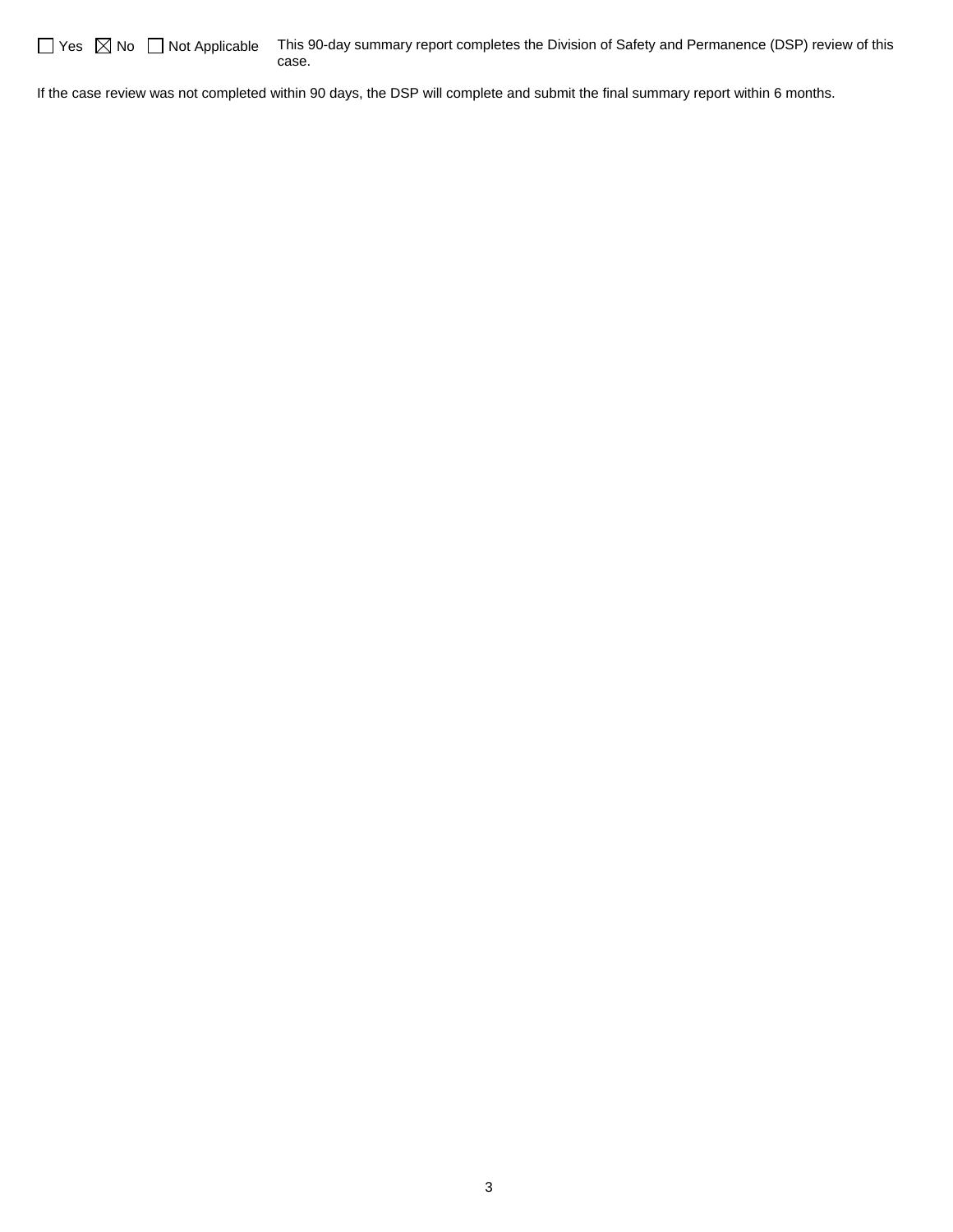☐ Yes ☒ No ☐ Not Applicable This 90-day summary report completes the Division of Safety and Permanence (DSP) review of this case.

If the case review was not completed within 90 days, the DSP will complete and submit the final summary report within 6 months.